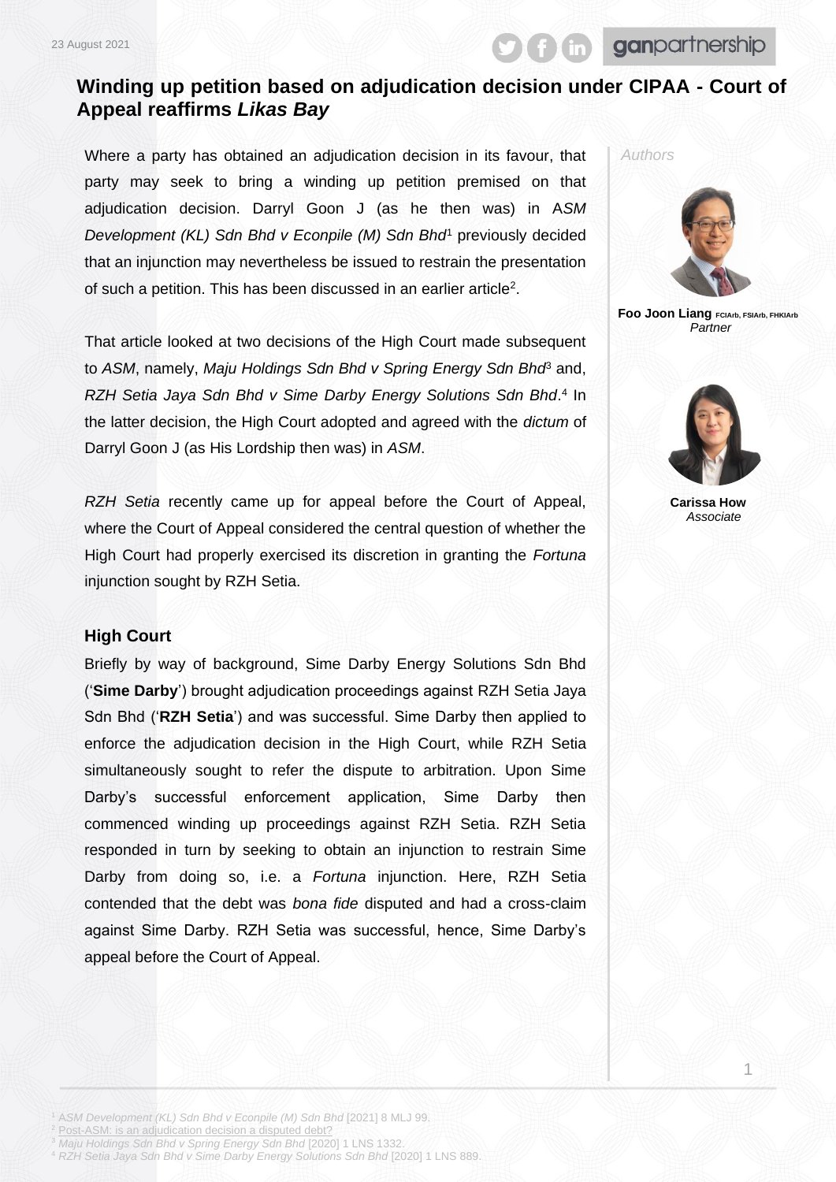23 August 2021

# Winding up petition based on adjudication decision under CIPAA - Court of Appeal reaffirms *Likas Bay*

*Authors*

**Foo Joon Liang** FCIArb, FSIArb, FHKIArb
*Partner*

**Carissa How**
*Associate*

Where a party has obtained an adjudication decision in its favour, that party may seek to bring a winding up petition premised on that adjudication decision. Darryl Goon J (as he then was) in A*SM Development (KL) Sdn Bhd v Econpile (M) Sdn Bhd*[1] previously decided that an injunction may nevertheless be issued to restrain the presentation of such a petition. This has been discussed in an earlier article[2].

That article looked at two decisions of the High Court made subsequent to *ASM*, namely, *Maju Holdings Sdn Bhd v Spring Energy Sdn Bhd*[3] and, *RZH Setia Jaya Sdn Bhd v Sime Darby Energy Solutions Sdn Bhd*.[4] In the latter decision, the High Court adopted and agreed with the *dictum* of Darryl Goon J (as His Lordship then was) in *ASM*.

*RZH Setia* recently came up for appeal before the Court of Appeal, where the Court of Appeal considered the central question of whether the High Court had properly exercised its discretion in granting the *Fortuna* injunction sought by RZH Setia.

### High Court

Briefly by way of background, Sime Darby Energy Solutions Sdn Bhd ('**Sime Darby**') brought adjudication proceedings against RZH Setia Jaya Sdn Bhd ('**RZH Setia**') and was successful. Sime Darby then applied to enforce the adjudication decision in the High Court, while RZH Setia simultaneously sought to refer the dispute to arbitration. Upon Sime Darby's successful enforcement application, Sime Darby then commenced winding up proceedings against RZH Setia. RZH Setia responded in turn by seeking to obtain an injunction to restrain Sime Darby from doing so, i.e. a *Fortuna* injunction. Here, RZH Setia contended that the debt was *bona fide* disputed and had a cross-claim against Sime Darby. RZH Setia was successful, hence, Sime Darby's appeal before the Court of Appeal.

[1] *ASM Development (KL) Sdn Bhd v Econpile (M) Sdn Bhd* [2021] 8 MLJ 99.
[2] Post-ASM: is an adjudication decision a disputed debt?
[3] *Maju Holdings Sdn Bhd v Spring Energy Sdn Bhd* [2020] 1 LNS 1332.
[4] *RZH Setia Jaya Sdn Bhd v Sime Darby Energy Solutions Sdn Bhd* [2020] 1 LNS 889.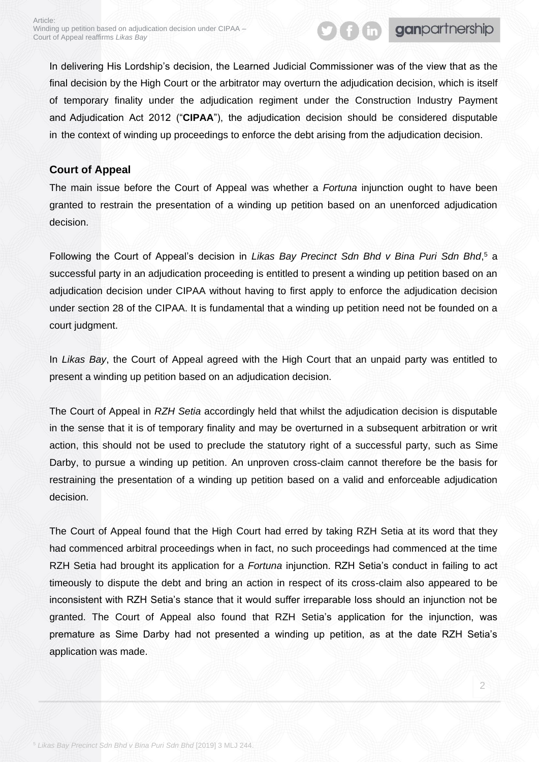In delivering His Lordship's decision, the Learned Judicial Commissioner was of the view that as the final decision by the High Court or the arbitrator may overturn the adjudication decision, which is itself of temporary finality under the adjudication regiment under the Construction Industry Payment and Adjudication Act 2012 ("**CIPAA**"), the adjudication decision should be considered disputable in the context of winding up proceedings to enforce the debt arising from the adjudication decision.

### Court of Appeal

The main issue before the Court of Appeal was whether a *Fortuna* injunction ought to have been granted to restrain the presentation of a winding up petition based on an unenforced adjudication decision.

Following the Court of Appeal's decision in *Likas Bay Precinct Sdn Bhd v Bina Puri Sdn Bhd*,[5] a successful party in an adjudication proceeding is entitled to present a winding up petition based on an adjudication decision under CIPAA without having to first apply to enforce the adjudication decision under section 28 of the CIPAA. It is fundamental that a winding up petition need not be founded on a court judgment.

In *Likas Bay*, the Court of Appeal agreed with the High Court that an unpaid party was entitled to present a winding up petition based on an adjudication decision.

The Court of Appeal in *RZH Setia* accordingly held that whilst the adjudication decision is disputable in the sense that it is of temporary finality and may be overturned in a subsequent arbitration or writ action, this should not be used to preclude the statutory right of a successful party, such as Sime Darby, to pursue a winding up petition. An unproven cross-claim cannot therefore be the basis for restraining the presentation of a winding up petition based on a valid and enforceable adjudication decision.

The Court of Appeal found that the High Court had erred by taking RZH Setia at its word that they had commenced arbitral proceedings when in fact, no such proceedings had commenced at the time RZH Setia had brought its application for a *Fortuna* injunction. RZH Setia's conduct in failing to act timeously to dispute the debt and bring an action in respect of its cross-claim also appeared to be inconsistent with RZH Setia's stance that it would suffer irreparable loss should an injunction not be granted. The Court of Appeal also found that RZH Setia's application for the injunction, was premature as Sime Darby had not presented a winding up petition, as at the date RZH Setia's application was made.

[5] *Likas Bay Precinct Sdn Bhd v Bina Puri Sdn Bhd* [2019] 3 MLJ 244.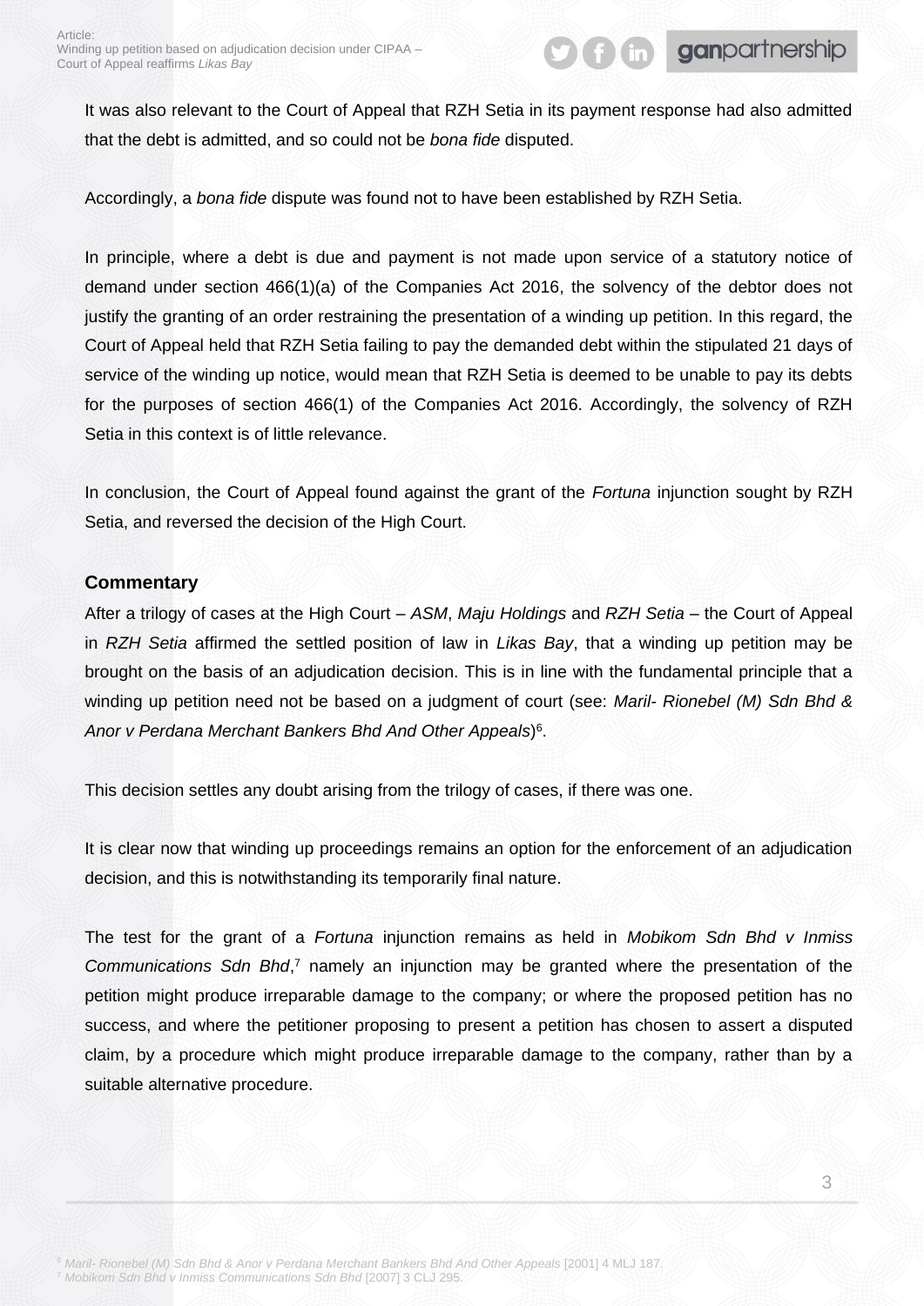It was also relevant to the Court of Appeal that RZH Setia in its payment response had also admitted that the debt is admitted, and so could not be *bona fide* disputed.

Accordingly, a *bona fide* dispute was found not to have been established by RZH Setia.

In principle, where a debt is due and payment is not made upon service of a statutory notice of demand under section 466(1)(a) of the Companies Act 2016, the solvency of the debtor does not justify the granting of an order restraining the presentation of a winding up petition. In this regard, the Court of Appeal held that RZH Setia failing to pay the demanded debt within the stipulated 21 days of service of the winding up notice, would mean that RZH Setia is deemed to be unable to pay its debts for the purposes of section 466(1) of the Companies Act 2016. Accordingly, the solvency of RZH Setia in this context is of little relevance.

In conclusion, the Court of Appeal found against the grant of the *Fortuna* injunction sought by RZH Setia, and reversed the decision of the High Court.

**Commentary**

After a trilogy of cases at the High Court – *ASM*, *Maju Holdings* and *RZH Setia* – the Court of Appeal in *RZH Setia* affirmed the settled position of law in *Likas Bay*, that a winding up petition may be brought on the basis of an adjudication decision. This is in line with the fundamental principle that a winding up petition need not be based on a judgment of court (see: *Maril- Rionebel (M) Sdn Bhd & Anor v Perdana Merchant Bankers Bhd And Other Appeals*)[6].

This decision settles any doubt arising from the trilogy of cases, if there was one.

It is clear now that winding up proceedings remains an option for the enforcement of an adjudication decision, and this is notwithstanding its temporarily final nature.

The test for the grant of a *Fortuna* injunction remains as held in *Mobikom Sdn Bhd v Inmiss Communications Sdn Bhd*,[7] namely an injunction may be granted where the presentation of the petition might produce irreparable damage to the company; or where the proposed petition has no success, and where the petitioner proposing to present a petition has chosen to assert a disputed claim, by a procedure which might produce irreparable damage to the company, rather than by a suitable alternative procedure.

[6] *Maril- Rionebel (M) Sdn Bhd & Anor v Perdana Merchant Bankers Bhd And Other Appeals* [2001] 4 MLJ 187.
[7] *Mobikom Sdn Bhd v Inmiss Communications Sdn Bhd* [2007] 3 CLJ 295.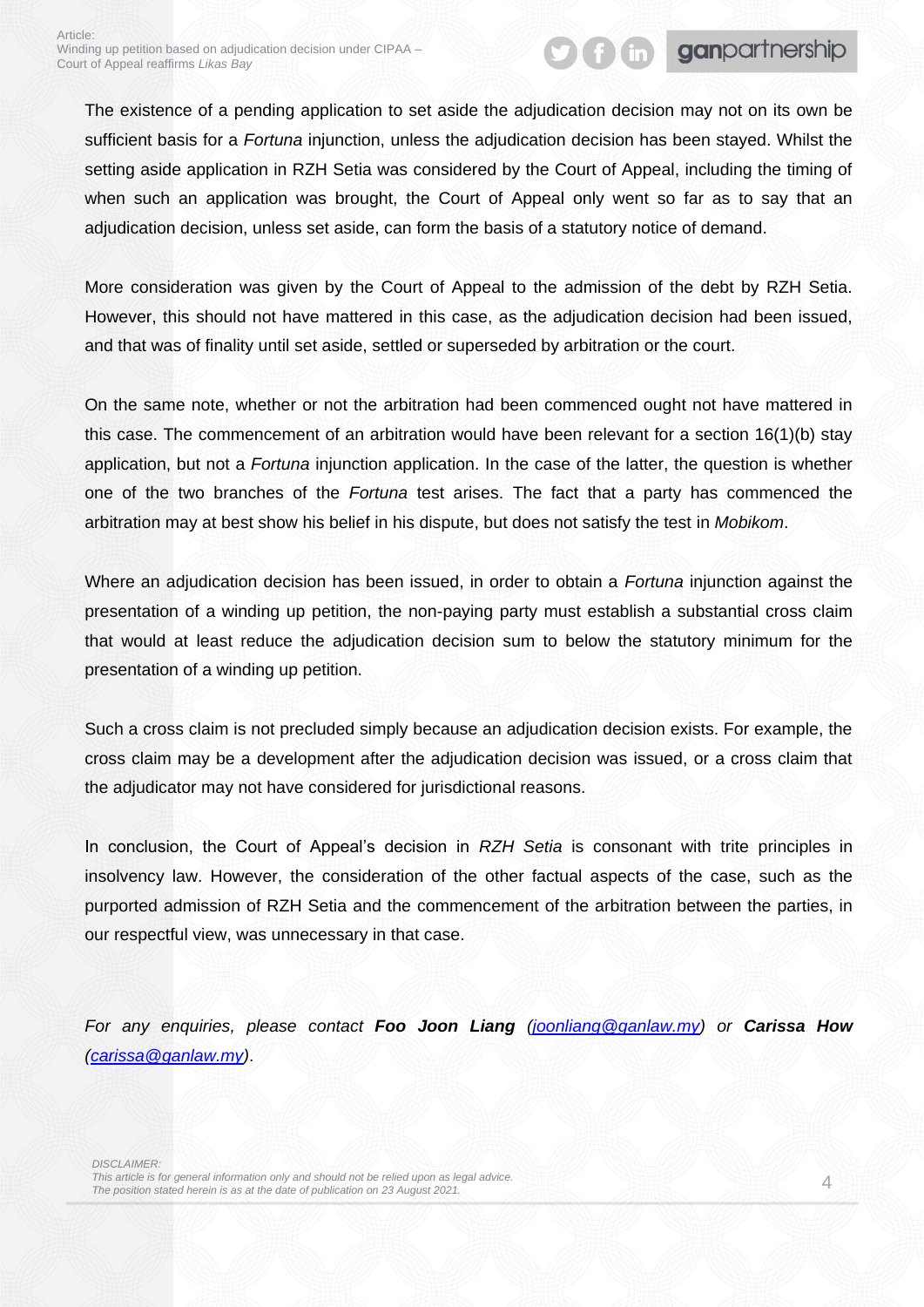The existence of a pending application to set aside the adjudication decision may not on its own be sufficient basis for a *Fortuna* injunction, unless the adjudication decision has been stayed. Whilst the setting aside application in RZH Setia was considered by the Court of Appeal, including the timing of when such an application was brought, the Court of Appeal only went so far as to say that an adjudication decision, unless set aside, can form the basis of a statutory notice of demand.

More consideration was given by the Court of Appeal to the admission of the debt by RZH Setia. However, this should not have mattered in this case, as the adjudication decision had been issued, and that was of finality until set aside, settled or superseded by arbitration or the court.

On the same note, whether or not the arbitration had been commenced ought not have mattered in this case. The commencement of an arbitration would have been relevant for a section 16(1)(b) stay application, but not a *Fortuna* injunction application. In the case of the latter, the question is whether one of the two branches of the *Fortuna* test arises. The fact that a party has commenced the arbitration may at best show his belief in his dispute, but does not satisfy the test in *Mobikom*.

Where an adjudication decision has been issued, in order to obtain a *Fortuna* injunction against the presentation of a winding up petition, the non-paying party must establish a substantial cross claim that would at least reduce the adjudication decision sum to below the statutory minimum for the presentation of a winding up petition.

Such a cross claim is not precluded simply because an adjudication decision exists. For example, the cross claim may be a development after the adjudication decision was issued, or a cross claim that the adjudicator may not have considered for jurisdictional reasons.

In conclusion, the Court of Appeal's decision in *RZH Setia* is consonant with trite principles in insolvency law. However, the consideration of the other factual aspects of the case, such as the purported admission of RZH Setia and the commencement of the arbitration between the parties, in our respectful view, was unnecessary in that case.

*For any enquiries, please contact* ***Foo Joon Liang*** *(joonliang@ganlaw.my) or* ***Carissa How*** *(carissa@ganlaw.my).*

*DISCLAIMER:*
*This article is for general information only and should not be relied upon as legal advice.*
*The position stated herein is as at the date of publication on 23 August 2021.*